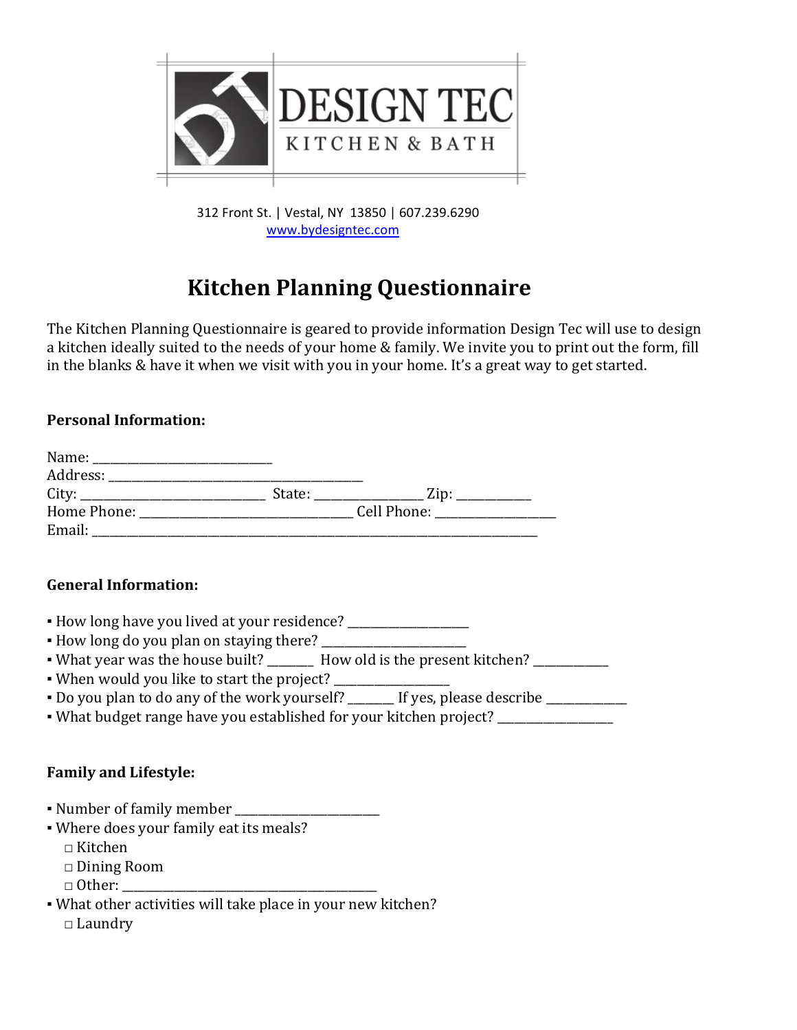DESIGN TEC
KITCHEN & BATH

312 Front St. | Vestal, NY 13850 | 607.239.6290
www.bydesigntec.com

# Kitchen Planning Questionnaire

The Kitchen Planning Questionnaire is geared to provide information Design Tec will use to design a kitchen ideally suited to the needs of your home & family. We invite you to print out the form, fill in the blanks & have it when we visit with you in your home. It's a great way to get started.

**Personal Information:**

Name: ____________________________
Address: ________________________________________
City: _____________________________ State: _________________ Zip: ____________
Home Phone: __________________________________ Cell Phone: ___________________
Email: ______________________________________________________________________

**General Information:**

- How long have you lived at your residence? ___________________
- How long do you plan on staying there? ______________________
- What year was the house built? _______ How old is the present kitchen? ____________
- When would you like to start the project? __________________
- Do you plan to do any of the work yourself? _______ If yes, please describe _____________
- What budget range have you established for your kitchen project? __________________

**Family and Lifestyle:**

- Number of family member ______________________
- Where does your family eat its meals?
  - □ Kitchen
  - □ Dining Room
  - □ Other: ________________________________________
- What other activities will take place in your new kitchen?
  - □ Laundry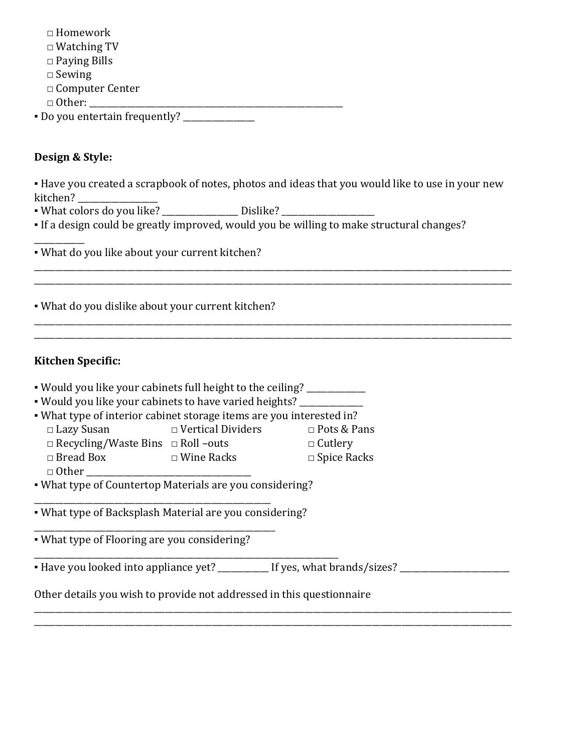□ Homework
□ Watching TV
□ Paying Bills
□ Sewing
□ Computer Center
□ Other: ___________________________________________________________

▪ Do you entertain frequently? _________________

**Design & Style:**

▪ Have you created a scrapbook of notes, photos and ideas that you would like to use in your new kitchen? ___________________

▪ What colors do you like? __________________ Dislike? ______________________

▪ If a design could be greatly improved, would you be willing to make structural changes? ___________

▪ What do you like about your current kitchen?

________________________________________________________________________________________________________________
________________________________________________________________________________________________________________

▪ What do you dislike about your current kitchen?

________________________________________________________________________________________________________________
________________________________________________________________________________________________________________

**Kitchen Specific:**

▪ Would you like your cabinets full height to the ceiling? ______________

▪ Would you like your cabinets to have varied heights? _______________

▪ What type of interior cabinet storage items are you interested in?

| | | |
|---|---|---|
| □ Lazy Susan | □ Vertical Dividers | □ Pots & Pans |
| □ Recycling/Waste Bins | □ Roll –outs | □ Cutlery |
| □ Bread Box | □ Wine Racks | □ Spice Racks |

□ Other ______________________________________

▪ What type of Countertop Materials are you considering?
_____________________________________________________

▪ What type of Backsplash Material are you considering?
______________________________________________________

▪ What type of Flooring are you considering?
______________________________________________________________________

▪ Have you looked into appliance yet? ____________ If yes, what brands/sizes? __________________________

Other details you wish to provide not addressed in this questionnaire

________________________________________________________________________________________________________________
________________________________________________________________________________________________________________